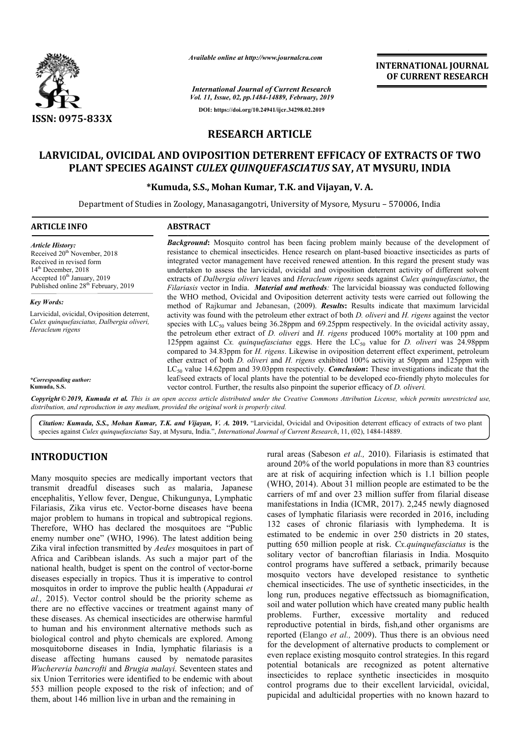Available online at http://www.journalcra.com

International Journal of Current Research
Vol. 11, Issue, 02, pp.1484-14889, February, 2019

DOI: https://doi.org/10.24941/ijcr.34298.02.2019

ISSN: 0975-833X

INTERNATIONAL JOURNAL OF CURRENT RESEARCH

RESEARCH ARTICLE

# LARVICIDAL, OVICIDAL AND OVIPOSITION DETERRENT EFFICACY OF EXTRACTS OF TWO PLANT SPECIES AGAINST *CULEX QUINQUEFASCIATUS* SAY, AT MYSURU, INDIA

**\*Kumuda, S.S., Mohan Kumar, T.K. and Vijayan, V. A.**

Department of Studies in Zoology, Manasagangotri, University of Mysore, Mysuru – 570006, India

**ARTICLE INFO**

*Article History:*
Received 20th November, 2018
Received in revised form
14th December, 2018
Accepted 10th January, 2019
Published online 28th February, 2019

*Key Words:*
Larvicidal, ovicidal, Oviposition deterrent, *Culex quinquefasciatus, Dalbergia oliveri, Heracleum rigens*

*\*Corresponding author:*
**Kumuda, S.S.**

**ABSTRACT**

***Background***: Mosquito control has been facing problem mainly because of the development of resistance to chemical insecticides. Hence research on plant-based bioactive insecticides as parts of integrated vector management have received renewed attention. In this regard the present study was undertaken to assess the larvicidal, ovicidal and oviposition deterrent activity of different solvent extracts of *Dalbergia oliveri* leaves and *Heracleum rigens* seeds against *Culex quinquefasciatus*, the *Filariasis* vector in India. ***Material and methods:*** The larvicidal bioassay was conducted following the WHO method, Ovicidal and Oviposition deterrent activity tests were carried out following the method of Rajkumar and Jebanesan, (2009). ***Results***: Results indicate that maximum larvicidal activity was found with the petroleum ether extract of both *D. oliveri* and *H. rigens* against the vector species with $LC_{50}$ values being 36.28ppm and 69.25ppm respectively. In the ovicidal activity assay, the petroleum ether extract of *D. oliveri* and *H. rigens* produced 100% mortality at 100 ppm and 125ppm against *Cx. quinquefasciatus* eggs. Here the $LC_{50}$ value for *D. oliveri* was 24.98ppm compared to 34.83ppm for *H. rigens*. Likewise in oviposition deterrent effect experiment, petroleum ether extract of both *D. oliveri* and *H. rigens* exhibited 100% activity at 50ppm and 125ppm with $LC_{50}$ value 14.62ppm and 39.03ppm respectively. ***Conclusion***: These investigations indicate that the leaf/seed extracts of local plants have the potential to be developed eco-friendly phyto molecules for vector control. Further, the results also pinpoint the superior efficacy of *D. oliveri.*

***Copyright © 2019, Kumuda et al.*** *This is an open access article distributed under the Creative Commons Attribution License, which permits unrestricted use, distribution, and reproduction in any medium, provided the original work is properly cited.*

***Citation: Kumuda, S.S., Mohan Kumar, T.K. and Vijayan, V. A. 2019.*** "Larvicidal, Ovicidal and Oviposition deterrent efficacy of extracts of two plant species against *Culex quinquefasciatus* Say, at Mysuru, India.", *International Journal of Current Research*, 11, (02), 1484-14889.

## INTRODUCTION

Many mosquito species are medically important vectors that transmit dreadful diseases such as malaria, Japanese encephalitis, Yellow fever, Dengue, Chikungunya, Lymphatic Filariasis, Zika virus etc. Vector-borne diseases have beena major problem to humans in tropical and subtropical regions. Therefore, WHO has declared the mosquitoes are "Public enemy number one" (WHO, 1996). The latest addition being Zika viral infection transmitted by *Aedes* mosquitoes in part of Africa and Caribbean islands. As such a major part of the national health, budget is spent on the control of vector-borne diseases especially in tropics. Thus it is imperative to control mosquitos in order to improve the public health (Appadurai *et al.,* 2015). Vector control should be the priority scheme as there are no effective vaccines or treatment against many of these diseases. As chemical insecticides are otherwise harmful to human and his environment alternative methods such as biological control and phyto chemicals are explored. Among mosquitoborne diseases in India, lymphatic filariasis is a disease affecting humans caused by nematode parasites *Wuchereria bancrofti* and *Brugia malayi.* Seventeen states and six Union Territories were identified to be endemic with about 553 million people exposed to the risk of infection; and of them, about 146 million live in urban and the remaining in rural areas (Sabeson *et al.,* 2010). Filariasis is estimated that around 20% of the world populations in more than 83 countries are at risk of acquiring infection which is 1.1 billion people (WHO, 2014). About 31 million people are estimated to be the carriers of mf and over 23 million suffer from filarial disease manifestations in India (ICMR, 2017). 2,245 newly diagnosed cases of lymphatic filariasis were recorded in 2016, including 132 cases of chronic filariasis with lymphedema. It is estimated to be endemic in over 250 districts in 20 states, putting 650 million people at risk. *Cx.quinquefasciatus* is the solitary vector of bancroftian filariasis in India. Mosquito control programs have suffered a setback, primarily because mosquito vectors have developed resistance to synthetic chemical insecticides. The use of synthetic insecticides, in the long run, produces negative effectssuch as biomagnification, soil and water pollution which have created many public health problems. Further, excessive mortality and reduced reproductive potential in birds, fish,and other organisms are reported (Elango *et al.,* 2009). Thus there is an obvious need for the development of alternative products to complement or even replace existing mosquito control strategies. In this regard potential botanicals are recognized as potent alternative insecticides to replace synthetic insecticides in mosquito control programs due to their excellent larvicidal, ovicidal, pupicidal and adulticidal properties with no known hazard to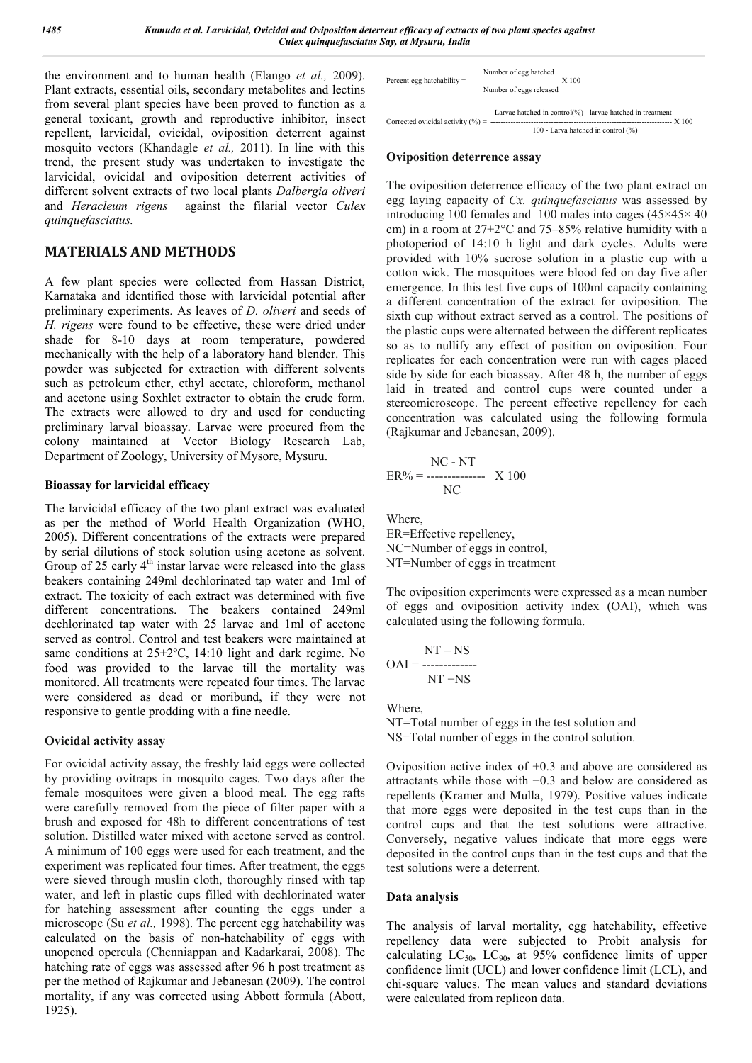the environment and to human health (Elango *et al.,* 2009). Plant extracts, essential oils, secondary metabolites and lectins from several plant species have been proved to function as a general toxicant, growth and reproductive inhibitor, insect repellent, larvicidal, ovicidal, oviposition deterrent against mosquito vectors (Khandagle *et al.,* 2011). In line with this trend, the present study was undertaken to investigate the larvicidal, ovicidal and oviposition deterrent activities of different solvent extracts of two local plants *Dalbergia oliveri* and *Heracleum rigens* against the filarial vector *Culex quinquefasciatus.*

## MATERIALS AND METHODS

A few plant species were collected from Hassan District, Karnataka and identified those with larvicidal potential after preliminary experiments. As leaves of *D. oliveri* and seeds of *H. rigens* were found to be effective, these were dried under shade for 8-10 days at room temperature, powdered mechanically with the help of a laboratory hand blender. This powder was subjected for extraction with different solvents such as petroleum ether, ethyl acetate, chloroform, methanol and acetone using Soxhlet extractor to obtain the crude form. The extracts were allowed to dry and used for conducting preliminary larval bioassay. Larvae were procured from the colony maintained at Vector Biology Research Lab, Department of Zoology, University of Mysore, Mysuru.

### Bioassay for larvicidal efficacy

The larvicidal efficacy of the two plant extract was evaluated as per the method of World Health Organization (WHO, 2005). Different concentrations of the extracts were prepared by serial dilutions of stock solution using acetone as solvent. Group of 25 early 4th instar larvae were released into the glass beakers containing 249ml dechlorinated tap water and 1ml of extract. The toxicity of each extract was determined with five different concentrations. The beakers contained 249ml dechlorinated tap water with 25 larvae and 1ml of acetone served as control. Control and test beakers were maintained at same conditions at 25±2ºC, 14:10 light and dark regime. No food was provided to the larvae till the mortality was monitored. All treatments were repeated four times. The larvae were considered as dead or moribund, if they were not responsive to gentle prodding with a fine needle.

### Ovicidal activity assay

For ovicidal activity assay, the freshly laid eggs were collected by providing ovitraps in mosquito cages. Two days after the female mosquitoes were given a blood meal. The egg rafts were carefully removed from the piece of filter paper with a brush and exposed for 48h to different concentrations of test solution. Distilled water mixed with acetone served as control. A minimum of 100 eggs were used for each treatment, and the experiment was replicated four times. After treatment, the eggs were sieved through muslin cloth, thoroughly rinsed with tap water, and left in plastic cups filled with dechlorinated water for hatching assessment after counting the eggs under a microscope (Su *et al.,* 1998). The percent egg hatchability was calculated on the basis of non-hatchability of eggs with unopened opercula (Chenniappan and Kadarkarai, 2008). The hatching rate of eggs was assessed after 96 h post treatment as per the method of Rajkumar and Jebanesan (2009). The control mortality, if any was corrected using Abbott formula (Abott, 1925).

$$\text{Percent egg hatchability} = \frac{\text{Number of egg hatched}}{\text{Number of eggs released}} \times 100$$

$$\text{Corrected ovicidal activity (\%)} = \frac{\text{Larvae hatched in control(\%)} - \text{larvae hatched in treatment}}{100 - \text{Larva hatched in control (\%)}} \times 100$$

### Oviposition deterrence assay

The oviposition deterrence efficacy of the two plant extract on egg laying capacity of *Cx. quinquefasciatus* was assessed by introducing 100 females and 100 males into cages (45×45× 40 cm) in a room at 27±2°C and 75–85% relative humidity with a photoperiod of 14:10 h light and dark cycles. Adults were provided with 10% sucrose solution in a plastic cup with a cotton wick. The mosquitoes were blood fed on day five after emergence. In this test five cups of 100ml capacity containing a different concentration of the extract for oviposition. The sixth cup without extract served as a control. The positions of the plastic cups were alternated between the different replicates so as to nullify any effect of position on oviposition. Four replicates for each concentration were run with cages placed side by side for each bioassay. After 48 h, the number of eggs laid in treated and control cups were counted under a stereomicroscope. The percent effective repellency for each concentration was calculated using the following formula (Rajkumar and Jebanesan, 2009).

$$ER\% = \frac{NC - NT}{NC} \times 100$$

Where,
ER=Effective repellency,
NC=Number of eggs in control,
NT=Number of eggs in treatment

The oviposition experiments were expressed as a mean number of eggs and oviposition activity index (OAI), which was calculated using the following formula.

$$OAI = \frac{NT - NS}{NT + NS}$$

Where,
NT=Total number of eggs in the test solution and
NS=Total number of eggs in the control solution.

Oviposition active index of +0.3 and above are considered as attractants while those with −0.3 and below are considered as repellents (Kramer and Mulla, 1979). Positive values indicate that more eggs were deposited in the test cups than in the control cups and that the test solutions were attractive. Conversely, negative values indicate that more eggs were deposited in the control cups than in the test cups and that the test solutions were a deterrent.

### Data analysis

The analysis of larval mortality, egg hatchability, effective repellency data were subjected to Probit analysis for calculating $LC_{50}$, $LC_{90}$, at 95% confidence limits of upper confidence limit (UCL) and lower confidence limit (LCL), and chi-square values. The mean values and standard deviations were calculated from replicon data.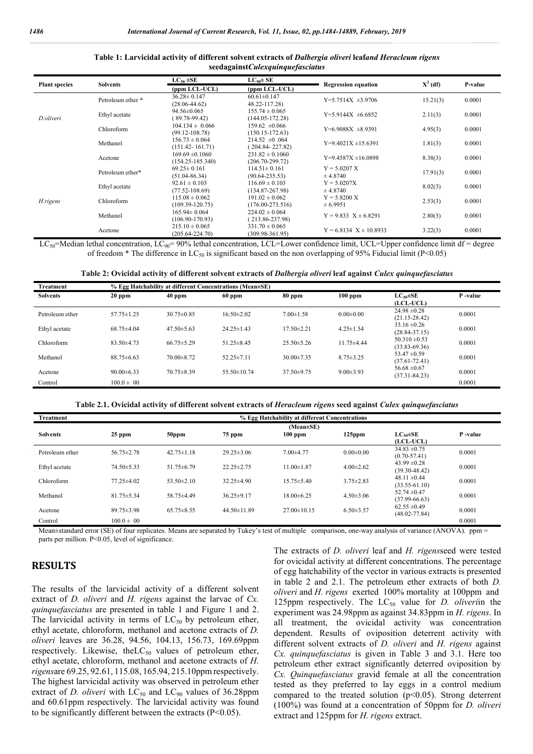**Table 1: Larvicidal activity of different solvent extracts of *Dalbergia oliveri* leaf and *Heracleum rigens* seed against *Culex quinquefasciatus***

| Plant species | Solvents | $LC_{50}$ ±SE (ppm LCL-UCL) | $LC_{90}$± SE (ppm LCL-UCL) | Regression equation | $X^2$ (df) | P-value |
|---|---|---|---|---|---|---|
| *D.oliveri* | Petroleum ether * | 36.28± 0.147 (28.06-44.62) | 60.61±0.147 48.22-117.28) | Y=5.7514X ±3.9706 | 15.21(3) | 0.0001 |
| | Ethyl acetate | 94.56±0.065 ( 89.78-99.42) | 155.74 ± 0.065 (144.05-172.28) | Y=5.9144X ±6.6852 | 2.11(3) | 0.0001 |
| | Chloroform | 104.134 ± 0.066 (99.12-108.78) | 159.62 ±0.066 (150.15-172.63) | Y=6.9088X ±8.9391 | 4.95(3) | 0.0001 |
| | Methanol | 156.73 ± 0.064 (151.42- 161.71) | 214.52 ±0 .064 ( 204.84- 227.82) | Y=9.4021X ±15.6391 | 1.81(3) | 0.0001 |
| | Acetone | 169.69 ±0.1060 (154.25-185.340) | 231.82 ± 0.1060 (206.70-299.72) | Y=9.4587X ±16.0898 | 8.38(3) | 0.0001 |
| *H.rigens* | Petroleum ether* | 69.25± 0.161 (51.04-86.34) | 114.51± 0.161 (90.64-235.53) | Y = 5.0207 X ± 4.8740 | 17.91(3) | 0.0001 |
| | Ethyl acetate | 92.61 ± 0.103 (77.52-108.69) | 116.69 ± 0.103 (134.87-267.98) | Y = 5.0207X ± 4.8740 | 8.02(3) | 0.0001 |
| | Chloroform | 115.08 ± 0.062 (109.39-120.75) | 191.02 ± 0.062 (176.00-273.516) | Y = 5.8200 X ± 6.9951 | 2.53(3) | 0.0001 |
| | Methanol | 165.94± 0.064 (106.90-170.93) | 224.02 ± 0.064 ( 213.86-237.98) | Y = 9.833 X ± 6.8291 | 2.80(3) | 0.0001 |
| | Acetone | 215.10 ± 0.065 (205.64-224.70) | 331.70 ± 0.065 (309.98-361.95) | Y = 6.8134 X ± 10.8933 | 3.22(3) | 0.0001 |

$LC_{50}$=Median lethal concentration, $LC_{90}$= 90% lethal concentration, LCL=Lower confidence limit, UCL=Upper confidence limit df = degree of freedom * The difference in $LC_{50}$ is significant based on the non overlapping of 95% Fiducial limit (P<0.05)

**Table 2: Ovicidal activity of different solvent extracts of *Dalbergia oliveri* leaf against *Culex quinquefasciatus***

| Treatment | % Egg Hatchability at different Concentrations (Mean±SE) | | | | | | |
|---|---|---|---|---|---|---|---|
| Solvents | 20 ppm | 40 ppm | 60 ppm | 80 ppm | 100 ppm | $LC_{50}$±SE (LCL-UCL) | P -value |
| Petroleum ether | 57.75±1.25 | 30.75±0.85 | 16.50±2.02 | 7.00±1.58 | 0.00±0.00 | 24.98 ±0.28 (21.15-28.42) | 0.0001 |
| Ethyl acetate | 68.75±4.04 | 47.50±5.63 | 24.25±1.43 | 17.50±2.21 | 4.25±1.54 | 33.16 ±0.26 (28.84-37.15) | 0.0001 |
| Chloroform | 83.50±4.73 | 66.75±5.29 | 51.25±8.45 | 25.50±5.26 | 11.75±4.44 | 50.310 ±0.53 (33.83-69.36) | 0.0001 |
| Methanol | 88.75±6.63 | 70.00±8.72 | 52.25±7.11 | 30.00±7.35 | 8.75±3.25 | 53.47 ±0.59 (37.61-72.41) | 0.0001 |
| Acetone | 90.00±6.33 | 70.75±8.39 | 55.50±10.74 | 37.50±9.75 | 9.00±3.93 | 56.68 ±0.67 (37.31-84.23) | 0.0001 |
| Control | 100.0 ± 00 | | | | | | 0.0001 |

**Table 2.1. Ovicidal activity of different solvent extracts of *Heracleum rigens* seed against *Culex quinquefasciatus***

| Treatment | % Egg Hatchability at different Concentrations (Mean±SE) | | | | | | |
|---|---|---|---|---|---|---|---|
| Solvents | 25 ppm | 50ppm | 75 ppm | 100 ppm | 125ppm | $LC_{50}$±SE (LCL-UCL) | P -value |
| Petroleum ether | 56.75±2.78 | 42.75±1.18 | 29.25±3.06 | 7.00±4.77 | 0.00±0.00 | 34.83 ±0.75 (0.70-57.41) | 0.0001 |
| Ethyl acetate | 74.50±5.33 | 51.75±6.79 | 22.25±2.75 | 11.00±1.87 | 4.00±2.62 | 43.99 ±0.28 (39.30-48.42) | 0.0001 |
| Chloroform | 77.25±4.02 | 53.50±2.10 | 32.25±4.90 | 15.75±5.40 | 3.75±2.83 | 48.11 ±0.44 (33.55-61.10) | 0.0001 |
| Methanol | 81.75±5.34 | 58.75±4.49 | 36.25±9.17 | 18.00±6.25 | 4.50±3.06 | 52.74 ±0.47 (37.99-66.63) | 0.0001 |
| Acetone | 89.75±3.98 | 65.75±8.55 | 44.50±11.89 | 27.00±10.15 | 6.50±3.57 | 62.55 ±0.49 (48.02-77.84) | 0.0001 |
| Control | 100.0 ± 00 | | | | | | 0.0001 |

Mean±standard error (SE) of four replicates. Means are separated by Tukey's test of multiple comparison, one-way analysis of variance (ANOVA). ppm = parts per million. P<0.05, level of significance.

## RESULTS

The results of the larvicidal activity of a different solvent extract of *D. oliveri* and *H. rigens* against the larvae of *Cx. quinquefasciatus* are presented in table 1 and Figure 1 and 2. The larvicidal activity in terms of $LC_{50}$ by petroleum ether, ethyl acetate, chloroform, methanol and acetone extracts of *D. oliveri* leaves are 36.28, 94.56, 104.13, 156.73, 169.69ppm respectively. Likewise, the$LC_{50}$ values of petroleum ether, ethyl acetate, chloroform, methanol and acetone extracts of *H. rigens*are 69.25, 92.61, 115.08, 165.94, 215.10ppm respectively. The highest larvicidal activity was observed in petroleum ether extract of *D. oliveri* with $LC_{50}$ and $LC_{90}$ values of 36.28ppm and 60.61ppm respectively. The larvicidal activity was found to be significantly different between the extracts (P<0.05).

The extracts of *D. oliveri* leaf and *H. rigens*seed were tested for ovicidal activity at different concentrations. The percentage of egg hatchability of the vector in various extracts is presented in table 2 and 2.1. The petroleum ether extracts of both *D. oliveri* and *H. rigens* exerted 100% mortality at 100ppm and 125ppm respectively. The $LC_{50}$ value for *D. oliveri*in the experiment was 24.98ppm as against 34.83ppm in *H. rigens*. In all treatment, the ovicidal activity was concentration dependent. Results of oviposition deterrent activity with different solvent extracts of *D. oliveri* and *H. rigens* against *Cx. quinquefasciatus* is given in Table 3 and 3.1. Here too petroleum ether extract significantly deterred oviposition by *Cx. Quinquefasciatus* gravid female at all the concentration tested as they preferred to lay eggs in a control medium compared to the treated solution (p<0.05). Strong deterrent (100%) was found at a concentration of 50ppm for *D. oliveri* extract and 125ppm for *H. rigens* extract.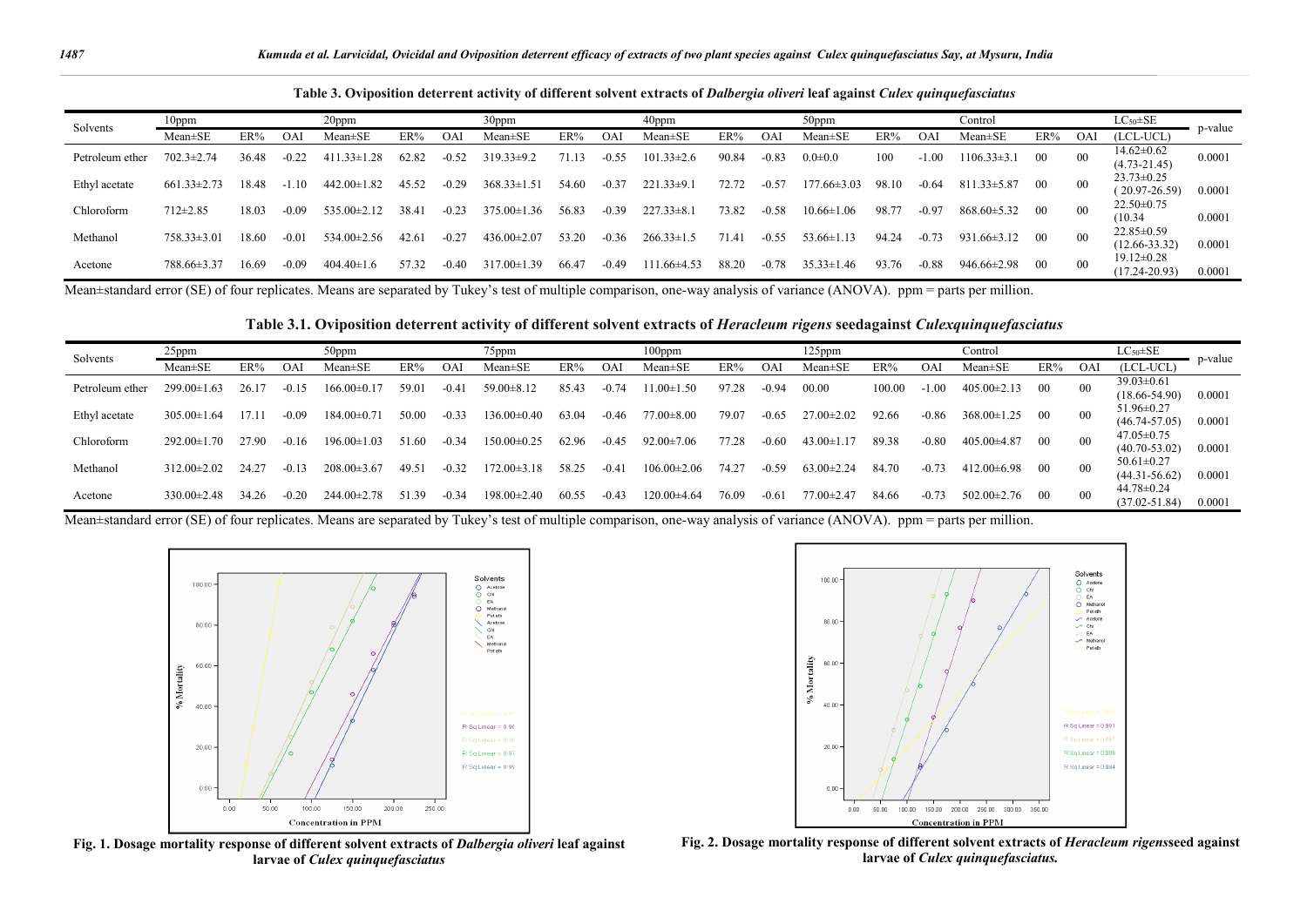**Table 3. Oviposition deterrent activity of different solvent extracts of *Dalbergia oliveri* leaf against *Culex quinquefasciatus***

| Solvents | 10ppm | | | 20ppm | | | 30ppm | | | 40ppm | | | 50ppm | | | Control | | | $LC_{50}$±SE | p-value |
|---|---|---|---|---|---|---|---|---|---|---|---|---|---|---|---|---|---|---|---|---|
| | Mean±SE | ER% | OAI | Mean±SE | ER% | OAI | Mean±SE | ER% | OAI | Mean±SE | ER% | OAI | Mean±SE | ER% | OAI | Mean±SE | ER% | OAI | (LCL-UCL) | |
| Petroleum ether | 702.3±2.74 | 36.48 | -0.22 | 411.33±1.28 | 62.82 | -0.52 | 319.33±9.2 | 71.13 | -0.55 | 101.33±2.6 | 90.84 | -0.83 | 0.0±0.0 | 100 | -1.00 | 1106.33±3.1 | 00 | 00 | 14.62±0.62 (4.73-21.45) | 0.0001 |
| Ethyl acetate | 661.33±2.73 | 18.48 | -1.10 | 442.00±1.82 | 45.52 | -0.29 | 368.33±1.51 | 54.60 | -0.37 | 221.33±9.1 | 72.72 | -0.57 | 177.66±3.03 | 98.10 | -0.64 | 811.33±5.87 | 00 | 00 | 23.73±0.25 ( 20.97-26.59) | 0.0001 |
| Chloroform | 712±2.85 | 18.03 | -0.09 | 535.00±2.12 | 38.41 | -0.23 | 375.00±1.36 | 56.83 | -0.39 | 227.33±8.1 | 73.82 | -0.58 | 10.66±1.06 | 98.77 | -0.97 | 868.60±5.32 | 00 | 00 | 22.50±0.75 (10.34 | 0.0001 |
| Methanol | 758.33±3.01 | 18.60 | -0.01 | 534.00±2.56 | 42.61 | -0.27 | 436.00±2.07 | 53.20 | -0.36 | 266.33±1.5 | 71.41 | -0.55 | 53.66±1.13 | 94.24 | -0.73 | 931.66±3.12 | 00 | 00 | 22.85±0.59 (12.66-33.32) | 0.0001 |
| Acetone | 788.66±3.37 | 16.69 | -0.09 | 404.40±1.6 | 57.32 | -0.40 | 317.00±1.39 | 66.47 | -0.49 | 111.66±4.53 | 88.20 | -0.78 | 35.33±1.46 | 93.76 | -0.88 | 946.66±2.98 | 00 | 00 | 19.12±0.28 (17.24-20.93) | 0.0001 |

Mean±standard error (SE) of four replicates. Means are separated by Tukey's test of multiple comparison, one-way analysis of variance (ANOVA). ppm = parts per million.

**Table 3.1. Oviposition deterrent activity of different solvent extracts of *Heracleum rigens* seedagainst *Culexquinquefasciatus***

| Solvents | 25ppm | | | 50ppm | | | 75ppm | | | 100ppm | | | 125ppm | | | Control | | | $LC_{50}$±SE | p-value |
|---|---|---|---|---|---|---|---|---|---|---|---|---|---|---|---|---|---|---|---|---|
| | Mean±SE | ER% | OAI | Mean±SE | ER% | OAI | Mean±SE | ER% | OAI | Mean±SE | ER% | OAI | Mean±SE | ER% | OAI | Mean±SE | ER% | OAI | (LCL-UCL) | |
| Petroleum ether | 299.00±1.63 | 26.17 | -0.15 | 166.00±0.17 | 59.01 | -0.41 | 59.00±8.12 | 85.43 | -0.74 | 11.00±1.50 | 97.28 | -0.94 | 00.00 | 100.00 | -1.00 | 405.00±2.13 | 00 | 00 | 39.03±0.61 (18.66-54.90) | 0.0001 |
| Ethyl acetate | 305.00±1.64 | 17.11 | -0.09 | 184.00±0.71 | 50.00 | -0.33 | 136.00±0.40 | 63.04 | -0.46 | 77.00±8.00 | 79.07 | -0.65 | 27.00±2.02 | 92.66 | -0.86 | 368.00±1.25 | 00 | 00 | 51.96±0.27 (46.74-57.05) | 0.0001 |
| Chloroform | 292.00±1.70 | 27.90 | -0.16 | 196.00±1.03 | 51.60 | -0.34 | 150.00±0.25 | 62.96 | -0.45 | 92.00±7.06 | 77.28 | -0.60 | 43.00±1.17 | 89.38 | -0.80 | 405.00±4.87 | 00 | 00 | 47.05±0.75 (40.70-53.02) | 0.0001 |
| Methanol | 312.00±2.02 | 24.27 | -0.13 | 208.00±3.67 | 49.51 | -0.32 | 172.00±3.18 | 58.25 | -0.41 | 106.00±2.06 | 74.27 | -0.59 | 63.00±2.24 | 84.70 | -0.73 | 412.00±6.98 | 00 | 00 | 50.61±0.27 (44.31-56.62) | 0.0001 |
| Acetone | 330.00±2.48 | 34.26 | -0.20 | 244.00±2.78 | 51.39 | -0.34 | 198.00±2.40 | 60.55 | -0.43 | 120.00±4.64 | 76.09 | -0.61 | 77.00±2.47 | 84.66 | -0.73 | 502.00±2.76 | 00 | 00 | 44.78±0.24 (37.02-51.84) | 0.0001 |

Mean±standard error (SE) of four replicates. Means are separated by Tukey's test of multiple comparison, one-way analysis of variance (ANOVA). ppm = parts per million.

**Fig. 1. Dosage mortality response of different solvent extracts of *Dalbergia oliveri* leaf against larvae of *Culex quinquefasciatus***

**Fig. 2. Dosage mortality response of different solvent extracts of *Heracleum rigens*seed against larvae of *Culex quinquefasciatus.***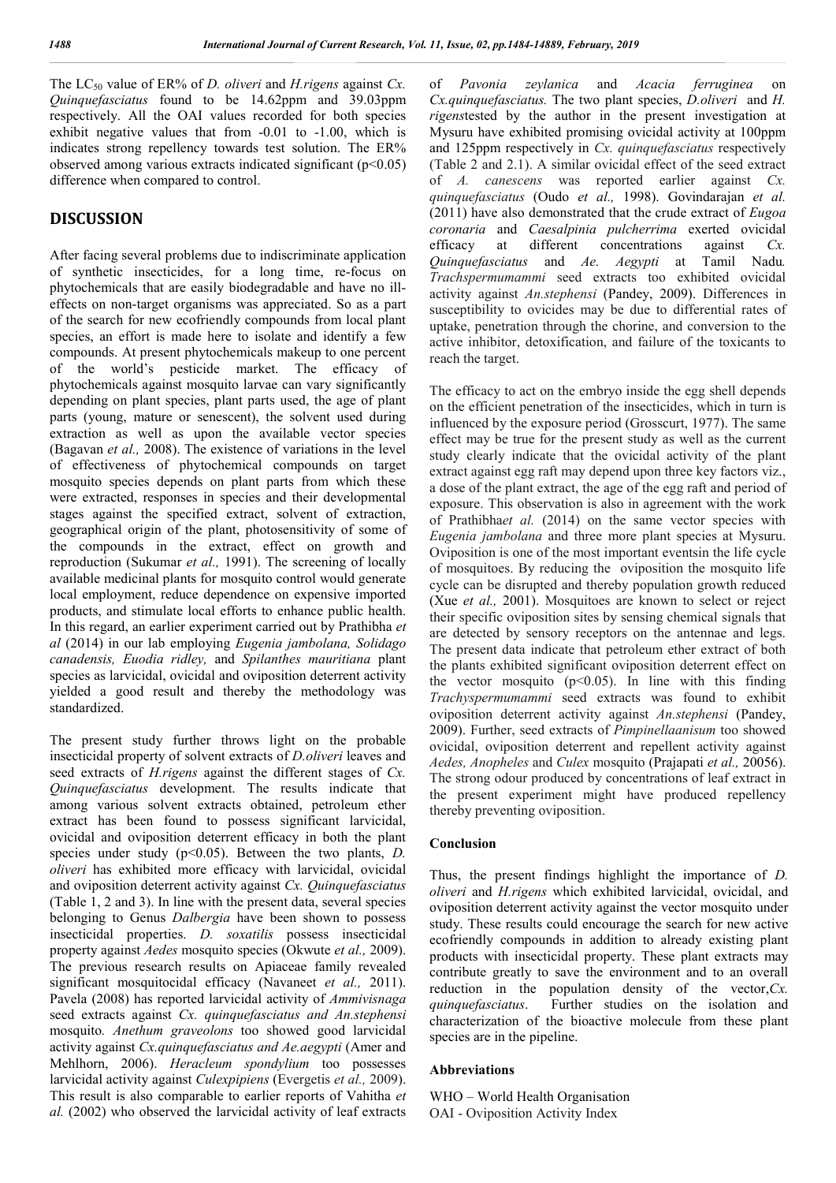The $LC_{50}$ value of ER% of *D. oliveri* and *H.rigens* against *Cx. Quinquefasciatus* found to be 14.62ppm and 39.03ppm respectively. All the OAI values recorded for both species exhibit negative values that from -0.01 to -1.00, which is indicates strong repellency towards test solution. The ER% observed among various extracts indicated significant ($p<0.05$) difference when compared to control.

## DISCUSSION

After facing several problems due to indiscriminate application of synthetic insecticides, for a long time, re-focus on phytochemicals that are easily biodegradable and have no ill-effects on non-target organisms was appreciated. So as a part of the search for new ecofriendly compounds from local plant species, an effort is made here to isolate and identify a few compounds. At present phytochemicals makeup to one percent of the world's pesticide market. The efficacy of phytochemicals against mosquito larvae can vary significantly depending on plant species, plant parts used, the age of plant parts (young, mature or senescent), the solvent used during extraction as well as upon the available vector species (Bagavan *et al.,* 2008). The existence of variations in the level of effectiveness of phytochemical compounds on target mosquito species depends on plant parts from which these were extracted, responses in species and their developmental stages against the specified extract, solvent of extraction, geographical origin of the plant, photosensitivity of some of the compounds in the extract, effect on growth and reproduction (Sukumar *et al.,* 1991). The screening of locally available medicinal plants for mosquito control would generate local employment, reduce dependence on expensive imported products, and stimulate local efforts to enhance public health. In this regard, an earlier experiment carried out by Prathibha *et al* (2014) in our lab employing *Eugenia jambolana, Solidago canadensis, Euodia ridley,* and *Spilanthes mauritiana* plant species as larvicidal, ovicidal and oviposition deterrent activity yielded a good result and thereby the methodology was standardized.

The present study further throws light on the probable insecticidal property of solvent extracts of *D.oliveri* leaves and seed extracts of *H.rigens* against the different stages of *Cx. Quinquefasciatus* development. The results indicate that among various solvent extracts obtained, petroleum ether extract has been found to possess significant larvicidal, ovicidal and oviposition deterrent efficacy in both the plant species under study ($p<0.05$). Between the two plants, *D. oliveri* has exhibited more efficacy with larvicidal, ovicidal and oviposition deterrent activity against *Cx. Quinquefasciatus* (Table 1, 2 and 3). In line with the present data, several species belonging to Genus *Dalbergia* have been shown to possess insecticidal properties. *D. soxatilis* possess insecticidal property against *Aedes* mosquito species (Okwute *et al.,* 2009). The previous research results on Apiaceae family revealed significant mosquitocidal efficacy (Navaneet *et al.,* 2011). Pavela (2008) has reported larvicidal activity of *Ammivisnaga* seed extracts against *Cx. quinquefasciatus and An.stephensi* mosquito*. Anethum graveolons* too showed good larvicidal activity against *Cx.quinquefasciatus and Ae.aegypti* (Amer and Mehlhorn, 2006). *Heracleum spondylium* too possesses larvicidal activity against *Culexpipiens* (Evergetis *et al.,* 2009). This result is also comparable to earlier reports of Vahitha *et al.* (2002) who observed the larvicidal activity of leaf extracts of *Pavonia zeylanica* and *Acacia ferruginea* on *Cx.quinquefasciatus.* The two plant species, *D.oliveri* and *H. rigens*tested by the author in the present investigation at Mysuru have exhibited promising ovicidal activity at 100ppm and 125ppm respectively in *Cx. quinquefasciatus* respectively (Table 2 and 2.1). A similar ovicidal effect of the seed extract of *A. canescens* was reported earlier against *Cx. quinquefasciatus* (Oudo *et al.,* 1998). Govindarajan *et al.* (2011) have also demonstrated that the crude extract of *Eugoa coronaria* and *Caesalpinia pulcherrima* exerted ovicidal efficacy at different concentrations against *Cx. Quinquefasciatus* and *Ae. Aegypti* at Tamil Nadu*. Trachspermumammi* seed extracts too exhibited ovicidal activity against *An.stephensi* (Pandey, 2009). Differences in susceptibility to ovicides may be due to differential rates of uptake, penetration through the chorine, and conversion to the active inhibitor, detoxification, and failure of the toxicants to reach the target.

The efficacy to act on the embryo inside the egg shell depends on the efficient penetration of the insecticides, which in turn is influenced by the exposure period (Grosscurt, 1977). The same effect may be true for the present study as well as the current study clearly indicate that the ovicidal activity of the plant extract against egg raft may depend upon three key factors viz., a dose of the plant extract, the age of the egg raft and period of exposure. This observation is also in agreement with the work of Prathibha*et al.* (2014) on the same vector species with *Eugenia jambolana* and three more plant species at Mysuru. Oviposition is one of the most important eventsin the life cycle of mosquitoes. By reducing the oviposition the mosquito life cycle can be disrupted and thereby population growth reduced (Xue *et al.,* 2001). Mosquitoes are known to select or reject their specific oviposition sites by sensing chemical signals that are detected by sensory receptors on the antennae and legs. The present data indicate that petroleum ether extract of both the plants exhibited significant oviposition deterrent effect on the vector mosquito ($p<0.05$). In line with this finding *Trachyspermumammi* seed extracts was found to exhibit oviposition deterrent activity against *An.stephensi* (Pandey, 2009). Further, seed extracts of *Pimpinellaanisum* too showed ovicidal, oviposition deterrent and repellent activity against *Aedes, Anopheles* and *Culex* mosquito (Prajapati *et al.,* 20056). The strong odour produced by concentrations of leaf extract in the present experiment might have produced repellency thereby preventing oviposition.

### Conclusion

Thus, the present findings highlight the importance of *D. oliveri* and *H.rigens* which exhibited larvicidal, ovicidal, and oviposition deterrent activity against the vector mosquito under study. These results could encourage the search for new active ecofriendly compounds in addition to already existing plant products with insecticidal property. These plant extracts may contribute greatly to save the environment and to an overall reduction in the population density of the vector,*Cx. quinquefasciatus*. Further studies on the isolation and characterization of the bioactive molecule from these plant species are in the pipeline.

### Abbreviations

WHO – World Health Organisation
OAI - Oviposition Activity Index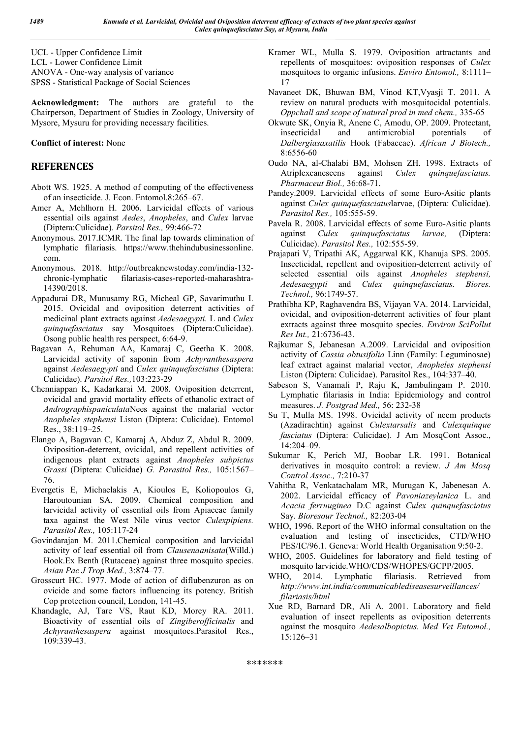UCL - Upper Confidence Limit
LCL - Lower Confidence Limit
ANOVA - One-way analysis of variance
SPSS - Statistical Package of Social Sciences

**Acknowledgment:** The authors are grateful to the Chairperson, Department of Studies in Zoology, University of Mysore, Mysuru for providing necessary facilities.

**Conflict of interest:** None

## REFERENCES

Abott WS. 1925. A method of computing of the effectiveness of an insecticide. J. Econ. Entomol.8:265–67.

Amer A, Mehlhorn H. 2006. Larvicidal effects of various essential oils against *Aedes*, *Anopheles*, and *Culex* larvae (Diptera:Culicidae). *Parsitol Res.,* 99:466-72

Anonymous. 2017.ICMR. The final lap towards elimination of lymphatic filariasis. https://www.thehindubusinessonline.com.

Anonymous. 2018. http://outbreaknewstoday.com/india-132-chronic-lymphatic filariasis-cases-reported-maharashtra-14390/2018.

Appadurai DR, Munusamy RG, Micheal GP, Savarimuthu I. 2015. Ovicidal and oviposition deterrent activities of medicinal plant extracts against *Aedesaegypti.* L and *Culex quinquefasciatus* say Mosquitoes (Diptera:Culicidae). Osong public health res perspect, 6:64-9.

Bagavan A, Rehuman AA, Kamaraj C, Geetha K. 2008. Larvicidal activity of saponin from *Achyranthesaspera* against *Aedesaegypti* and *Culex quinquefasciatus* (Diptera: Culicidae). *Parsitol Res.,*103:223-29

Chenniappan K, Kadarkarai M. 2008. Oviposition deterrent, ovicidal and gravid mortality effects of ethanolic extract of *Andrographispaniculata*Nees against the malarial vector *Anopheles stephensi* Liston (Diptera: Culicidae). Entomol Res., 38:119–25.

Elango A, Bagavan C, Kamaraj A, Abduz Z, Abdul R. 2009. Oviposition-deterrent, ovicidal, and repellent activities of indigenous plant extracts against *Anopheles subpictus Grassi* (Diptera: Culicidae) *G. Parasitol Res.,* 105:1567–76.

Evergetis E, Michaelakis A, Kioulos E, Koliopoulos G, Haroutounian SA. 2009. Chemical composition and larvicidal activity of essential oils from Apiaceae family taxa against the West Nile virus vector *Culexpipiens. Parasitol Res.,* 105:117-24

Govindarajan M. 2011.Chemical composition and larvicidal activity of leaf essential oil from *Clausenaanisata*(Willd.) Hook.Ex Benth (Rutaceae) against three mosquito species. *Asian Pac J Trop Med.,* 3:874–77.

Grosscurt HC. 1977. Mode of action of diflubenzuron as on ovicide and some factors influencing its potency. British Cop protection council, London, 141-45.

Khandagle, AJ, Tare VS, Raut KD, Morey RA. 2011. Bioactivity of essential oils of *Zingiberofficinalis* and *Achyranthesaspera* against mosquitoes.Parasitol Res., 109:339-43.

Kramer WL, Mulla S. 1979. Oviposition attractants and repellents of mosquitoes: oviposition responses of *Culex* mosquitoes to organic infusions. *Enviro Entomol.,* 8:1111–17

Navaneet DK, Bhuwan BM, Vinod KT,Vyasji T. 2011. A review on natural products with mosquitocidal potentials. *Oppchall and scope of natural prod in med chem.,* 335-65

Okwute SK, Onyia R, Anene C, Amodu, OP. 2009. Protectant, insecticidal and antimicrobial potentials of *Dalbergiasaxatilis* Hook (Fabaceae). *African J Biotech.,* 8:6556-60

Oudo NA, al-Chalabi BM, Mohsen ZH. 1998. Extracts of Atriplexcanescens against *Culex quinquefasciatus. Pharmaceut Biol.,* 36:68-71.

Pandey.2009. Larvicidal effects of some Euro-Asitic plants against *Culex quinquefasciatus*larvae, (Diptera: Culicidae). *Parasitol Res.,* 105:555-59.

Pavela R. 2008. Larvicidal effects of some Euro-Asitic plants against *Culex quinquefasciatus larvae,* (Diptera: Culicidae). *Parasitol Res.,* 102:555-59.

Prajapati V, Tripathi AK, Aggarwal KK, Khanuja SPS. 2005. Insecticidal, repellent and oviposition-deterrent activity of selected essential oils against *Anopheles stephensi, Aedesaegypti* and *Culex quinquefasciatus. Biores. Technol.,* 96:1749-57.

Prathibha KP, Raghavendra BS, Vijayan VA. 2014. Larvicidal, ovicidal, and oviposition-deterrent activities of four plant extracts against three mosquito species. *Environ SciPollut Res Int.,* 21:6736-43.

Rajkumar S, Jebanesan A.2009. Larvicidal and oviposition activity of *Cassia obtusifolia* Linn (Family: Leguminosae) leaf extract against malarial vector, *Anopheles stephensi* Liston (Diptera: Culicidae). Parasitol Res., 104:337–40.

Sabeson S, Vanamali P, Raju K, Jambulingam P. 2010. Lymphatic filariasis in India: Epidemiology and control measures. *J. Postgrad Med.,* 56: 232-38

Su T, Mulla MS. 1998. Ovicidal activity of neem products (Azadirachtin) against *Culextarsalis* and *Culexquinque fasciatus* (Diptera: Culicidae). J Am MosqCont Assoc., 14:204–09.

Sukumar K, Perich MJ, Boobar LR. 1991. Botanical derivatives in mosquito control: a review. *J Am Mosq Control Assoc.,* 7:210-37

Vahitha R, Venkatachalam MR, Murugan K, Jabenesan A. 2002. Larvicidal efficacy of *Pavoniazeylanica* L. and *Acacia ferruginea* D.C against *Culex quinquefasciatus* Say. *Bioresour Technol.,* 82:203-04

WHO, 1996. Report of the WHO informal consultation on the evaluation and testing of insecticides, CTD/WHO PES/IC/96.1. Geneva: World Health Organisation 9:50-2.

WHO, 2005. Guidelines for laboratory and field testing of mosquito larvicide.WHO/CDS/WHOPES/GCPP/2005.

WHO, 2014. Lymphatic filariasis. Retrieved from *http://www.int.india/communicablediseasesurveillances/filariasis/html*

Xue RD, Barnard DR, Ali A. 2001. Laboratory and field evaluation of insect repellents as oviposition deterrents against the mosquito *Aedesalbopictus. Med Vet Entomol.,* 15:126–31

*******